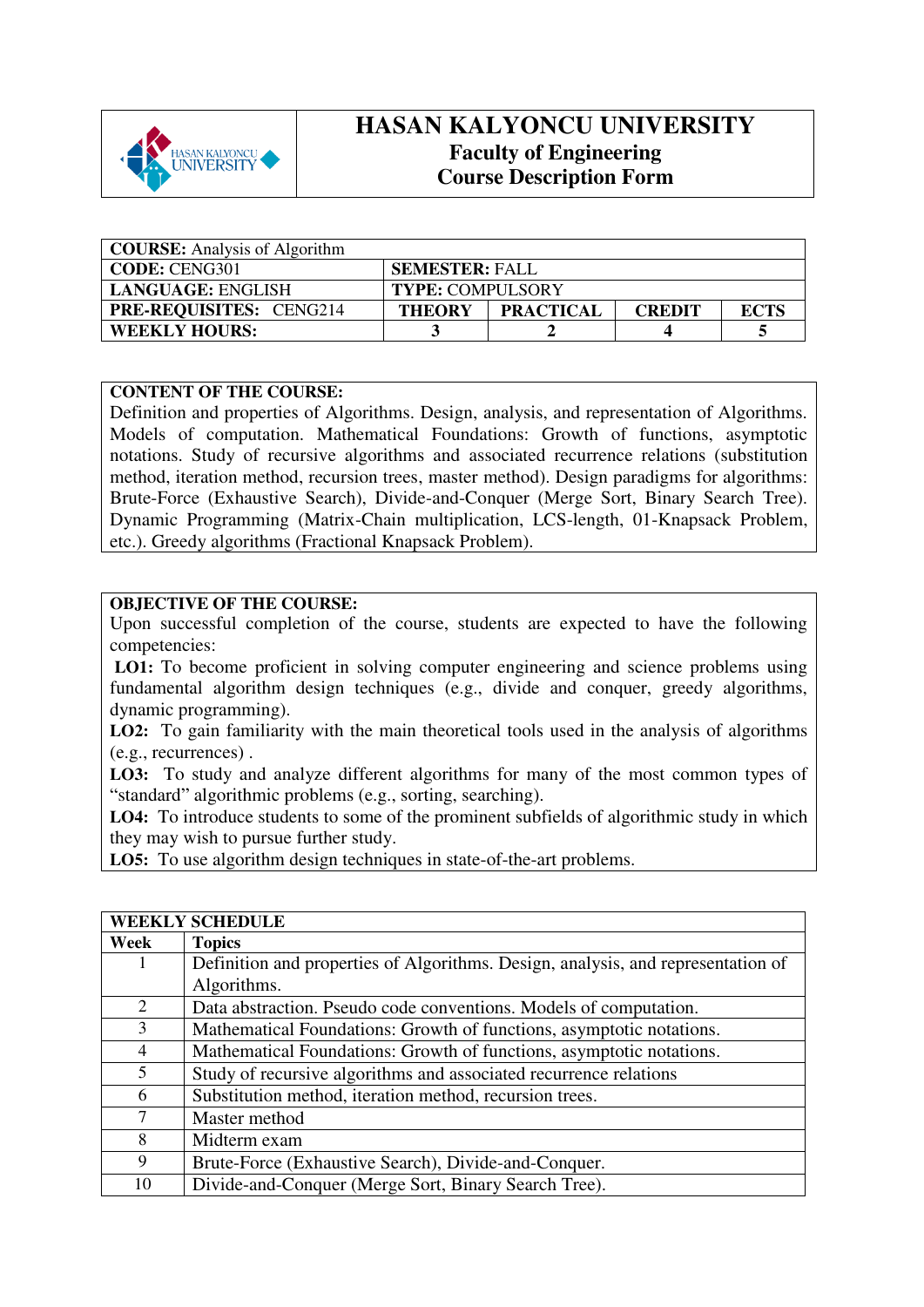# HASAN KALYONCU UNIVERSITY
## Faculty of Engineering
## Course Description Form

| **COURSE:** Analysis of Algorithm | | | | |
|---|---|---|---|---|
| **CODE:** CENG301 | **SEMESTER:** FALL | | | |
| **LANGUAGE:** ENGLISH | **TYPE:** COMPULSORY | | | |
| **PRE-REQUISITES:** CENG214 | **THEORY** | **PRACTICAL** | **CREDIT** | **ECTS** |
| **WEEKLY HOURS:** | **3** | **2** | **4** | **5** |

**CONTENT OF THE COURSE:**
Definition and properties of Algorithms. Design, analysis, and representation of Algorithms. Models of computation. Mathematical Foundations: Growth of functions, asymptotic notations. Study of recursive algorithms and associated recurrence relations (substitution method, iteration method, recursion trees, master method). Design paradigms for algorithms: Brute-Force (Exhaustive Search), Divide-and-Conquer (Merge Sort, Binary Search Tree). Dynamic Programming (Matrix-Chain multiplication, LCS-length, 01-Knapsack Problem, etc.). Greedy algorithms (Fractional Knapsack Problem).

**OBJECTIVE OF THE COURSE:**
Upon successful completion of the course, students are expected to have the following competencies:

**LO1:** To become proficient in solving computer engineering and science problems using fundamental algorithm design techniques (e.g., divide and conquer, greedy algorithms, dynamic programming).

**LO2:** To gain familiarity with the main theoretical tools used in the analysis of algorithms (e.g., recurrences) .

**LO3:** To study and analyze different algorithms for many of the most common types of "standard" algorithmic problems (e.g., sorting, searching).

**LO4:** To introduce students to some of the prominent subfields of algorithmic study in which they may wish to pursue further study.

**LO5:** To use algorithm design techniques in state-of-the-art problems.

| **WEEKLY SCHEDULE** | |
|---|---|
| **Week** | **Topics** |
| 1 | Definition and properties of Algorithms. Design, analysis, and representation of Algorithms. |
| 2 | Data abstraction. Pseudo code conventions. Models of computation. |
| 3 | Mathematical Foundations: Growth of functions, asymptotic notations. |
| 4 | Mathematical Foundations: Growth of functions, asymptotic notations. |
| 5 | Study of recursive algorithms and associated recurrence relations |
| 6 | Substitution method, iteration method, recursion trees. |
| 7 | Master method |
| 8 | Midterm exam |
| 9 | Brute-Force (Exhaustive Search), Divide-and-Conquer. |
| 10 | Divide-and-Conquer (Merge Sort, Binary Search Tree). |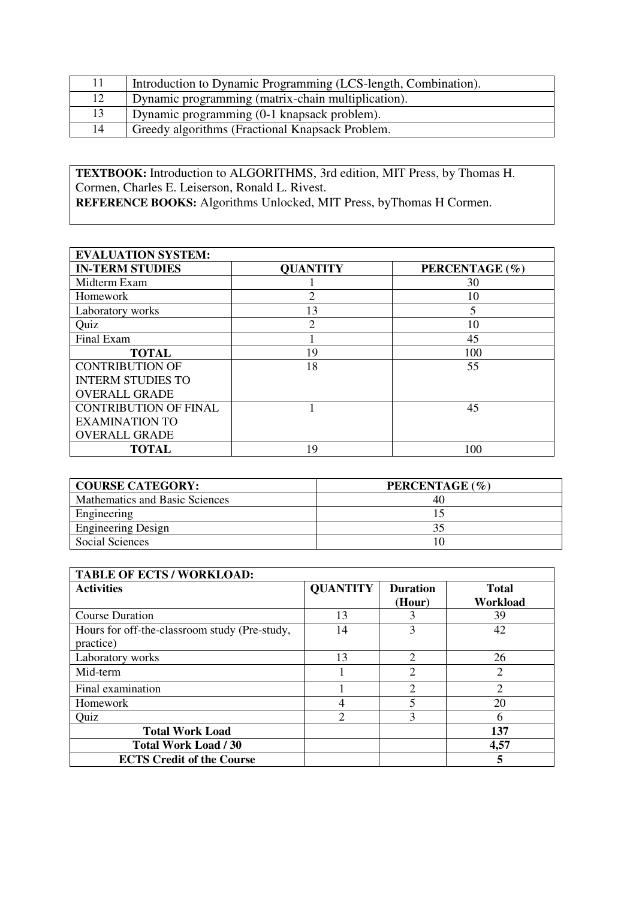| | |
|---|---|
| 11 | Introduction to Dynamic Programming (LCS-length, Combination). |
| 12 | Dynamic programming (matrix-chain multiplication). |
| 13 | Dynamic programming (0-1 knapsack problem). |
| 14 | Greedy algorithms (Fractional Knapsack Problem. |

**TEXTBOOK:** Introduction to ALGORITHMS, 3rd edition, MIT Press, by Thomas H. Cormen, Charles E. Leiserson, Ronald L. Rivest.
**REFERENCE BOOKS:** Algorithms Unlocked, MIT Press, byThomas H Cormen.

| **EVALUATION SYSTEM:** | | |
|---|---|---|
| **IN-TERM STUDIES** | **QUANTITY** | **PERCENTAGE (%)** |
| Midterm Exam | 1 | 30 |
| Homework | 2 | 10 |
| Laboratory works | 13 | 5 |
| Quiz | 2 | 10 |
| Final Exam | 1 | 45 |
| **TOTAL** | 19 | 100 |
| CONTRIBUTION OF INTERM STUDIES TO OVERALL GRADE | 18 | 55 |
| CONTRIBUTION OF FINAL EXAMINATION TO OVERALL GRADE | 1 | 45 |
| **TOTAL** | 19 | 100 |

| **COURSE CATEGORY:** | **PERCENTAGE (%)** |
|---|---|
| Mathematics and Basic Sciences | 40 |
| Engineering | 15 |
| Engineering Design | 35 |
| Social Sciences | 10 |

| **TABLE OF ECTS / WORKLOAD:** | | | |
|---|---|---|---|
| **Activities** | **QUANTITY** | **Duration (Hour)** | **Total Workload** |
| Course Duration | 13 | 3 | 39 |
| Hours for off-the-classroom study (Pre-study, practice) | 14 | 3 | 42 |
| Laboratory works | 13 | 2 | 26 |
| Mid-term | 1 | 2 | 2 |
| Final examination | 1 | 2 | 2 |
| Homework | 4 | 5 | 20 |
| Quiz | 2 | 3 | 6 |
| **Total Work Load** | | | **137** |
| **Total Work Load / 30** | | | **4,57** |
| **ECTS Credit of the Course** | | | **5** |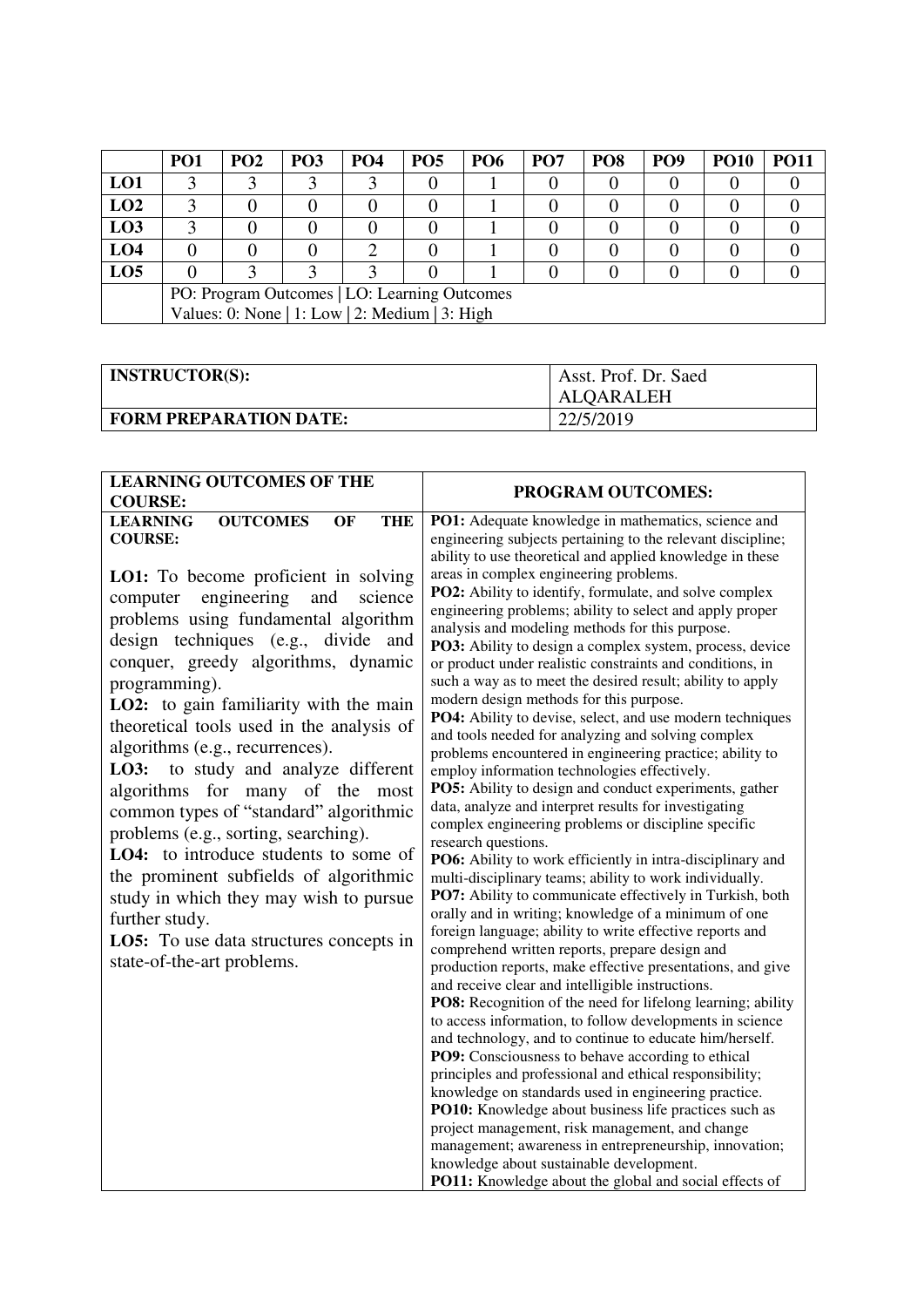| | PO1 | PO2 | PO3 | PO4 | PO5 | PO6 | PO7 | PO8 | PO9 | PO10 | PO11 |
|---|---|---|---|---|---|---|---|---|---|---|---|
| **LO1** | 3 | 3 | 3 | 3 | 0 | 1 | 0 | 0 | 0 | 0 | 0 |
| **LO2** | 3 | 0 | 0 | 0 | 0 | 1 | 0 | 0 | 0 | 0 | 0 |
| **LO3** | 3 | 0 | 0 | 0 | 0 | 1 | 0 | 0 | 0 | 0 | 0 |
| **LO4** | 0 | 0 | 0 | 2 | 0 | 1 | 0 | 0 | 0 | 0 | 0 |
| **LO5** | 0 | 3 | 3 | 3 | 0 | 1 | 0 | 0 | 0 | 0 | 0 |
| | PO: Program Outcomes \| LO: Learning Outcomes<br>Values: 0: None \| 1: Low \| 2: Medium \| 3: High | | | | | | | | | | |

| **INSTRUCTOR(S):** | Asst. Prof. Dr. Saed ALQARALEH |
|---|---|
| **FORM PREPARATION DATE:** | 22/5/2019 |

| **LEARNING OUTCOMES OF THE COURSE:** | **PROGRAM OUTCOMES:** |
|---|---|
| **LEARNING OUTCOMES OF THE COURSE:**<br><br>**LO1:** To become proficient in solving computer engineering and science problems using fundamental algorithm design techniques (e.g., divide and conquer, greedy algorithms, dynamic programming).<br>**LO2:** to gain familiarity with the main theoretical tools used in the analysis of algorithms (e.g., recurrences).<br>**LO3:** to study and analyze different algorithms for many of the most common types of "standard" algorithmic problems (e.g., sorting, searching).<br>**LO4:** to introduce students to some of the prominent subfields of algorithmic study in which they may wish to pursue further study.<br>**LO5:** To use data structures concepts in state-of-the-art problems. | **PO1:** Adequate knowledge in mathematics, science and engineering subjects pertaining to the relevant discipline; ability to use theoretical and applied knowledge in these areas in complex engineering problems.<br>**PO2:** Ability to identify, formulate, and solve complex engineering problems; ability to select and apply proper analysis and modeling methods for this purpose.<br>**PO3:** Ability to design a complex system, process, device or product under realistic constraints and conditions, in such a way as to meet the desired result; ability to apply modern design methods for this purpose.<br>**PO4:** Ability to devise, select, and use modern techniques and tools needed for analyzing and solving complex problems encountered in engineering practice; ability to employ information technologies effectively.<br>**PO5:** Ability to design and conduct experiments, gather data, analyze and interpret results for investigating complex engineering problems or discipline specific research questions.<br>**PO6:** Ability to work efficiently in intra-disciplinary and multi-disciplinary teams; ability to work individually.<br>**PO7:** Ability to communicate effectively in Turkish, both orally and in writing; knowledge of a minimum of one foreign language; ability to write effective reports and comprehend written reports, prepare design and production reports, make effective presentations, and give and receive clear and intelligible instructions.<br>**PO8:** Recognition of the need for lifelong learning; ability to access information, to follow developments in science and technology, and to continue to educate him/herself.<br>**PO9:** Consciousness to behave according to ethical principles and professional and ethical responsibility; knowledge on standards used in engineering practice.<br>**PO10:** Knowledge about business life practices such as project management, risk management, and change management; awareness in entrepreneurship, innovation; knowledge about sustainable development.<br>**PO11:** Knowledge about the global and social effects of |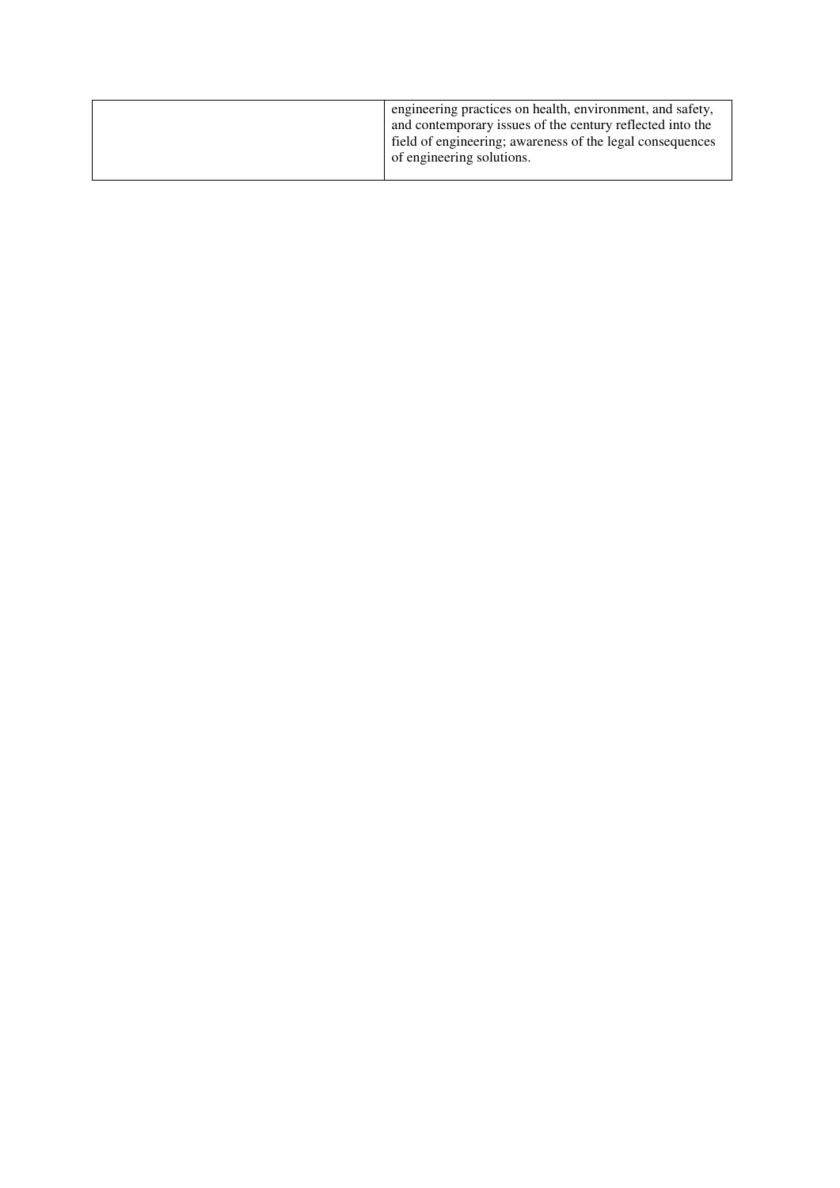| | |
|---|---|
| | engineering practices on health, environment, and safety, and contemporary issues of the century reflected into the field of engineering; awareness of the legal consequences of engineering solutions. |